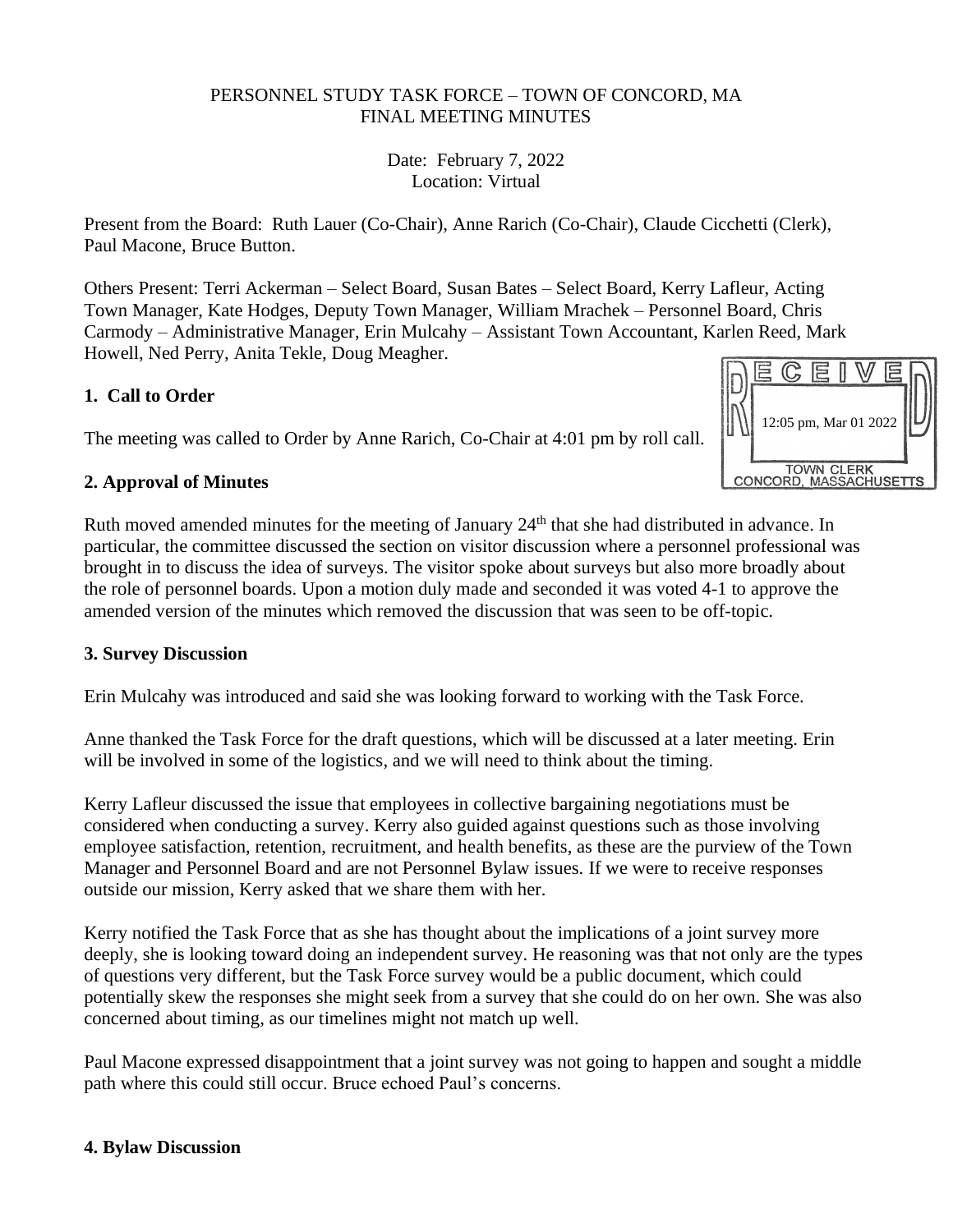PERSONNEL STUDY TASK FORCE – TOWN OF CONCORD, MA
FINAL MEETING MINUTES

Date: February 7, 2022
Location: Virtual

Present from the Board: Ruth Lauer (Co-Chair), Anne Rarich (Co-Chair), Claude Cicchetti (Clerk), Paul Macone, Bruce Button.

Others Present: Terri Ackerman – Select Board, Susan Bates – Select Board, Kerry Lafleur, Acting Town Manager, Kate Hodges, Deputy Town Manager, William Mrachek – Personnel Board, Chris Carmody – Administrative Manager, Erin Mulcahy – Assistant Town Accountant, Karlen Reed, Mark Howell, Ned Perry, Anita Tekle, Doug Meagher.

RECEIVED
12:05 pm, Mar 01 2022
TOWN CLERK
CONCORD, MASSACHUSETTS

**1. Call to Order**

The meeting was called to Order by Anne Rarich, Co-Chair at 4:01 pm by roll call.

**2. Approval of Minutes**

Ruth moved amended minutes for the meeting of January 24th that she had distributed in advance. In particular, the committee discussed the section on visitor discussion where a personnel professional was brought in to discuss the idea of surveys. The visitor spoke about surveys but also more broadly about the role of personnel boards. Upon a motion duly made and seconded it was voted 4-1 to approve the amended version of the minutes which removed the discussion that was seen to be off-topic.

**3. Survey Discussion**

Erin Mulcahy was introduced and said she was looking forward to working with the Task Force.

Anne thanked the Task Force for the draft questions, which will be discussed at a later meeting. Erin will be involved in some of the logistics, and we will need to think about the timing.

Kerry Lafleur discussed the issue that employees in collective bargaining negotiations must be considered when conducting a survey. Kerry also guided against questions such as those involving employee satisfaction, retention, recruitment, and health benefits, as these are the purview of the Town Manager and Personnel Board and are not Personnel Bylaw issues. If we were to receive responses outside our mission, Kerry asked that we share them with her.

Kerry notified the Task Force that as she has thought about the implications of a joint survey more deeply, she is looking toward doing an independent survey. He reasoning was that not only are the types of questions very different, but the Task Force survey would be a public document, which could potentially skew the responses she might seek from a survey that she could do on her own. She was also concerned about timing, as our timelines might not match up well.

Paul Macone expressed disappointment that a joint survey was not going to happen and sought a middle path where this could still occur. Bruce echoed Paul's concerns.

**4. Bylaw Discussion**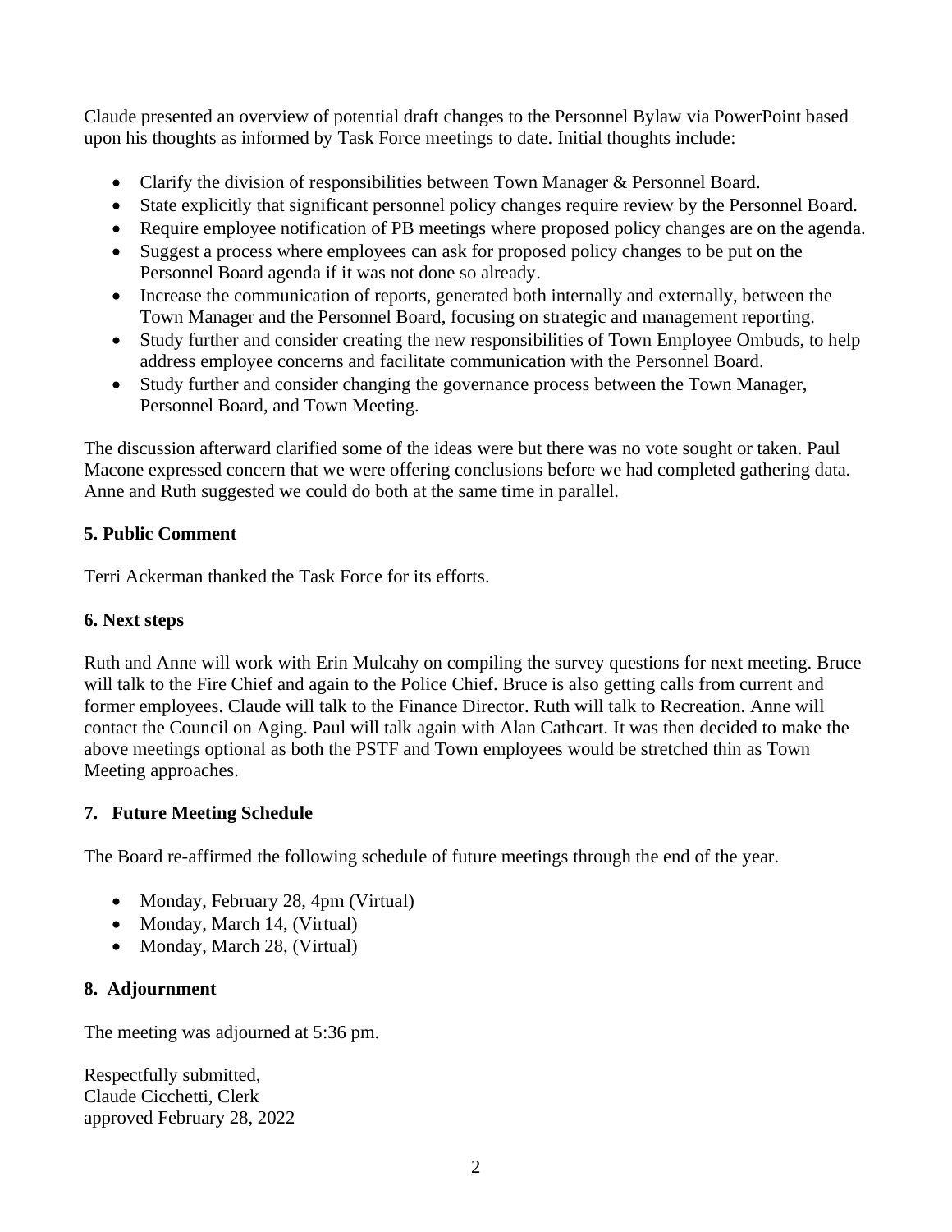Claude presented an overview of potential draft changes to the Personnel Bylaw via PowerPoint based upon his thoughts as informed by Task Force meetings to date. Initial thoughts include:

- Clarify the division of responsibilities between Town Manager & Personnel Board.
- State explicitly that significant personnel policy changes require review by the Personnel Board.
- Require employee notification of PB meetings where proposed policy changes are on the agenda.
- Suggest a process where employees can ask for proposed policy changes to be put on the Personnel Board agenda if it was not done so already.
- Increase the communication of reports, generated both internally and externally, between the Town Manager and the Personnel Board, focusing on strategic and management reporting.
- Study further and consider creating the new responsibilities of Town Employee Ombuds, to help address employee concerns and facilitate communication with the Personnel Board.
- Study further and consider changing the governance process between the Town Manager, Personnel Board, and Town Meeting.

The discussion afterward clarified some of the ideas were but there was no vote sought or taken. Paul Macone expressed concern that we were offering conclusions before we had completed gathering data. Anne and Ruth suggested we could do both at the same time in parallel.

### 5. Public Comment

Terri Ackerman thanked the Task Force for its efforts.

### 6. Next steps

Ruth and Anne will work with Erin Mulcahy on compiling the survey questions for next meeting. Bruce will talk to the Fire Chief and again to the Police Chief. Bruce is also getting calls from current and former employees. Claude will talk to the Finance Director. Ruth will talk to Recreation. Anne will contact the Council on Aging. Paul will talk again with Alan Cathcart. It was then decided to make the above meetings optional as both the PSTF and Town employees would be stretched thin as Town Meeting approaches.

### 7. Future Meeting Schedule

The Board re-affirmed the following schedule of future meetings through the end of the year.

- Monday, February 28, 4pm (Virtual)
- Monday, March 14, (Virtual)
- Monday, March 28, (Virtual)

### 8. Adjournment

The meeting was adjourned at 5:36 pm.

Respectfully submitted,
Claude Cicchetti, Clerk
approved February 28, 2022